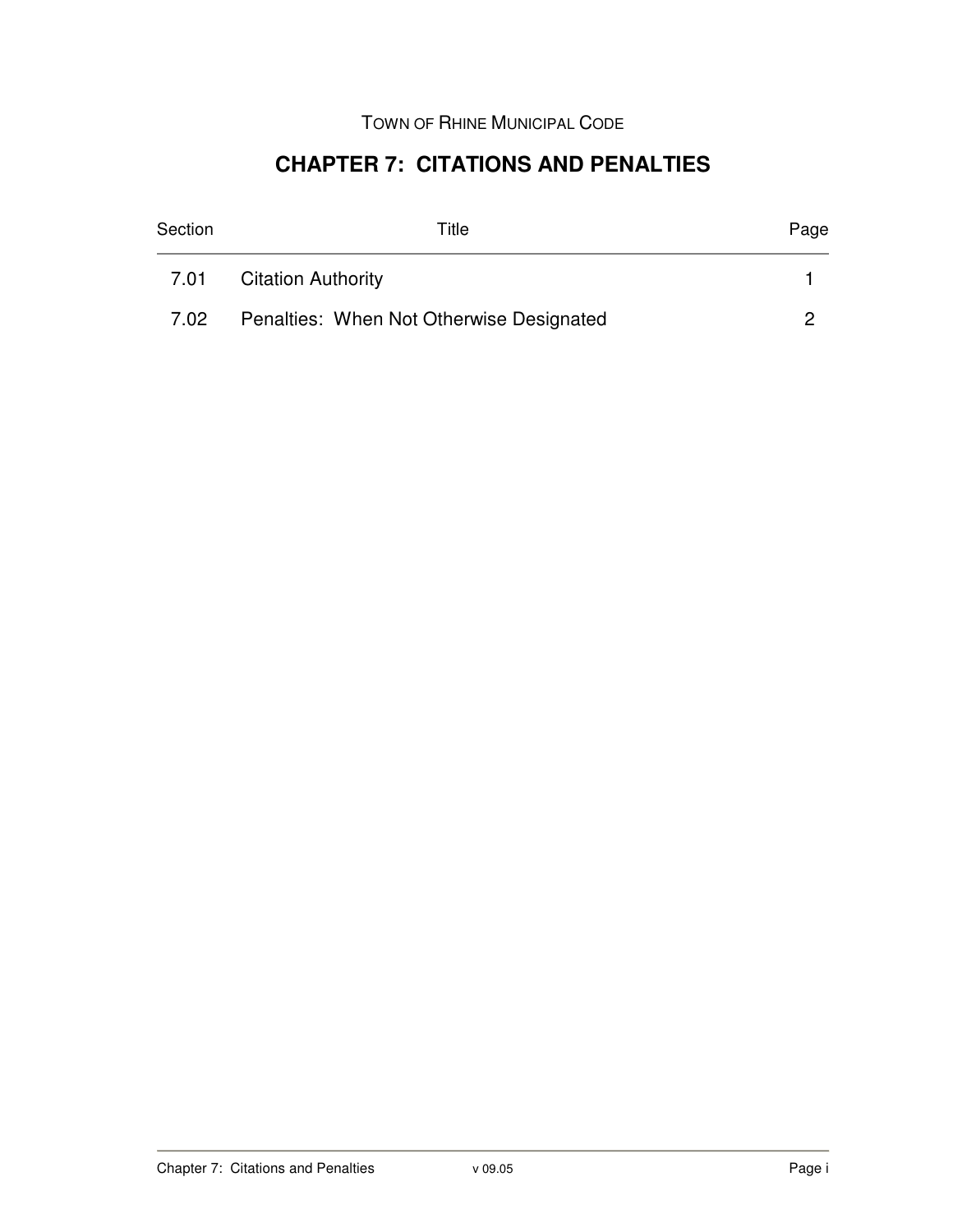TOWN OF RHINE MUNICIPAL CODE

# CHAPTER 7: CITATIONS AND PENALTIES

| Section | Title | Page |
|---|---|---|
| 7.01 | Citation Authority | 1 |
| 7.02 | Penalties: When Not Otherwise Designated | 2 |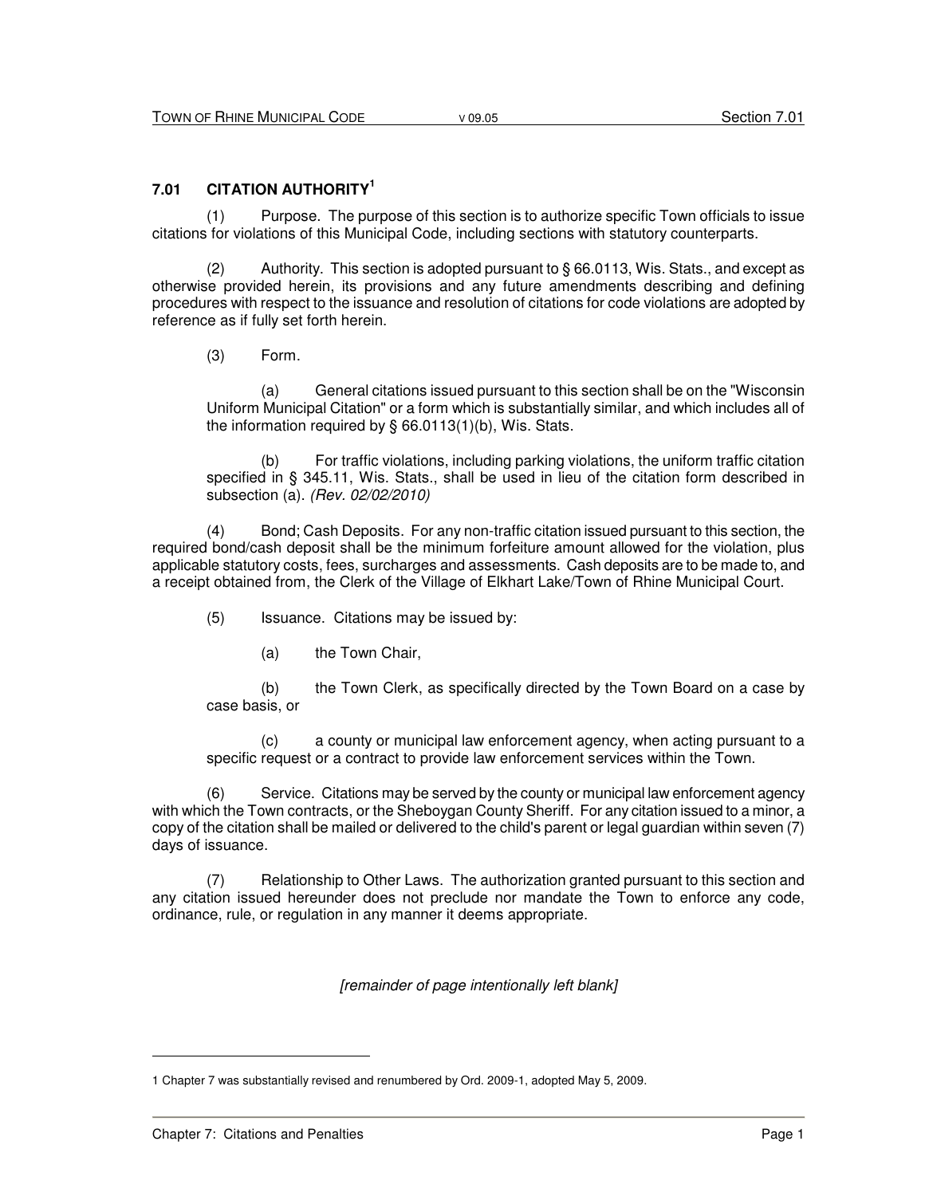## 7.01 CITATION AUTHORITY[1]

(1) Purpose. The purpose of this section is to authorize specific Town officials to issue citations for violations of this Municipal Code, including sections with statutory counterparts.

(2) Authority. This section is adopted pursuant to § 66.0113, Wis. Stats., and except as otherwise provided herein, its provisions and any future amendments describing and defining procedures with respect to the issuance and resolution of citations for code violations are adopted by reference as if fully set forth herein.

(3) Form.

(a) General citations issued pursuant to this section shall be on the "Wisconsin Uniform Municipal Citation" or a form which is substantially similar, and which includes all of the information required by § 66.0113(1)(b), Wis. Stats.

(b) For traffic violations, including parking violations, the uniform traffic citation specified in § 345.11, Wis. Stats., shall be used in lieu of the citation form described in subsection (a). *(Rev. 02/02/2010)*

(4) Bond; Cash Deposits. For any non-traffic citation issued pursuant to this section, the required bond/cash deposit shall be the minimum forfeiture amount allowed for the violation, plus applicable statutory costs, fees, surcharges and assessments. Cash deposits are to be made to, and a receipt obtained from, the Clerk of the Village of Elkhart Lake/Town of Rhine Municipal Court.

(5) Issuance. Citations may be issued by:

(a) the Town Chair,

(b) the Town Clerk, as specifically directed by the Town Board on a case by case basis, or

(c) a county or municipal law enforcement agency, when acting pursuant to a specific request or a contract to provide law enforcement services within the Town.

(6) Service. Citations may be served by the county or municipal law enforcement agency with which the Town contracts, or the Sheboygan County Sheriff. For any citation issued to a minor, a copy of the citation shall be mailed or delivered to the child's parent or legal guardian within seven (7) days of issuance.

(7) Relationship to Other Laws. The authorization granted pursuant to this section and any citation issued hereunder does not preclude nor mandate the Town to enforce any code, ordinance, rule, or regulation in any manner it deems appropriate.

*[remainder of page intentionally left blank]*

---

1 Chapter 7 was substantially revised and renumbered by Ord. 2009-1, adopted May 5, 2009.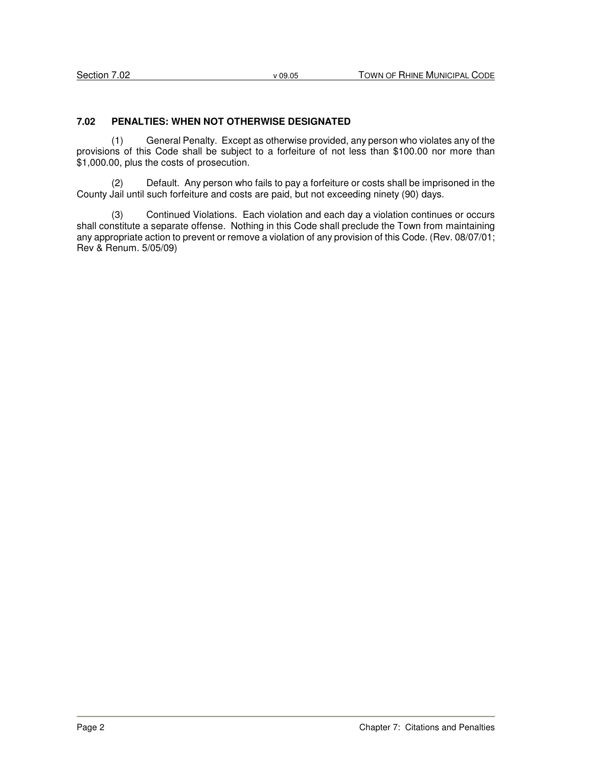## 7.02 PENALTIES: WHEN NOT OTHERWISE DESIGNATED

(1) General Penalty. Except as otherwise provided, any person who violates any of the provisions of this Code shall be subject to a forfeiture of not less than $100.00 nor more than $1,000.00, plus the costs of prosecution.

(2) Default. Any person who fails to pay a forfeiture or costs shall be imprisoned in the County Jail until such forfeiture and costs are paid, but not exceeding ninety (90) days.

(3) Continued Violations. Each violation and each day a violation continues or occurs shall constitute a separate offense. Nothing in this Code shall preclude the Town from maintaining any appropriate action to prevent or remove a violation of any provision of this Code. (Rev. 08/07/01; Rev & Renum. 5/05/09)